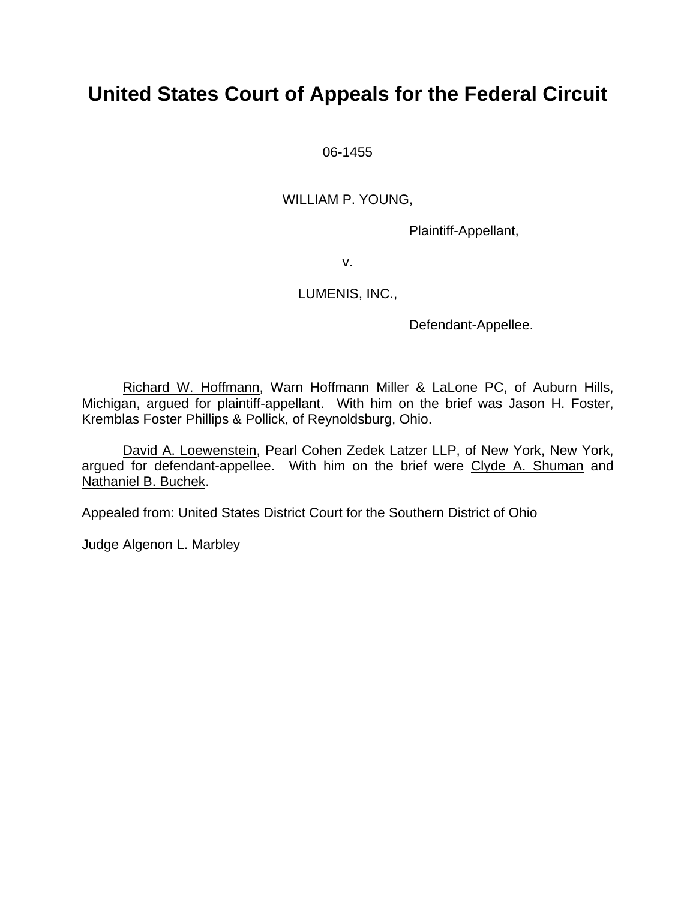# United States Court of Appeals for the Federal Circuit

06-1455

WILLIAM P. YOUNG,

Plaintiff-Appellant,

v.

LUMENIS, INC.,

Defendant-Appellee.

Richard W. Hoffmann, Warn Hoffmann Miller & LaLone PC, of Auburn Hills, Michigan, argued for plaintiff-appellant. With him on the brief was Jason H. Foster, Kremblas Foster Phillips & Pollick, of Reynoldsburg, Ohio.

David A. Loewenstein, Pearl Cohen Zedek Latzer LLP, of New York, New York, argued for defendant-appellee. With him on the brief were Clyde A. Shuman and Nathaniel B. Buchek.

Appealed from: United States District Court for the Southern District of Ohio

Judge Algenon L. Marbley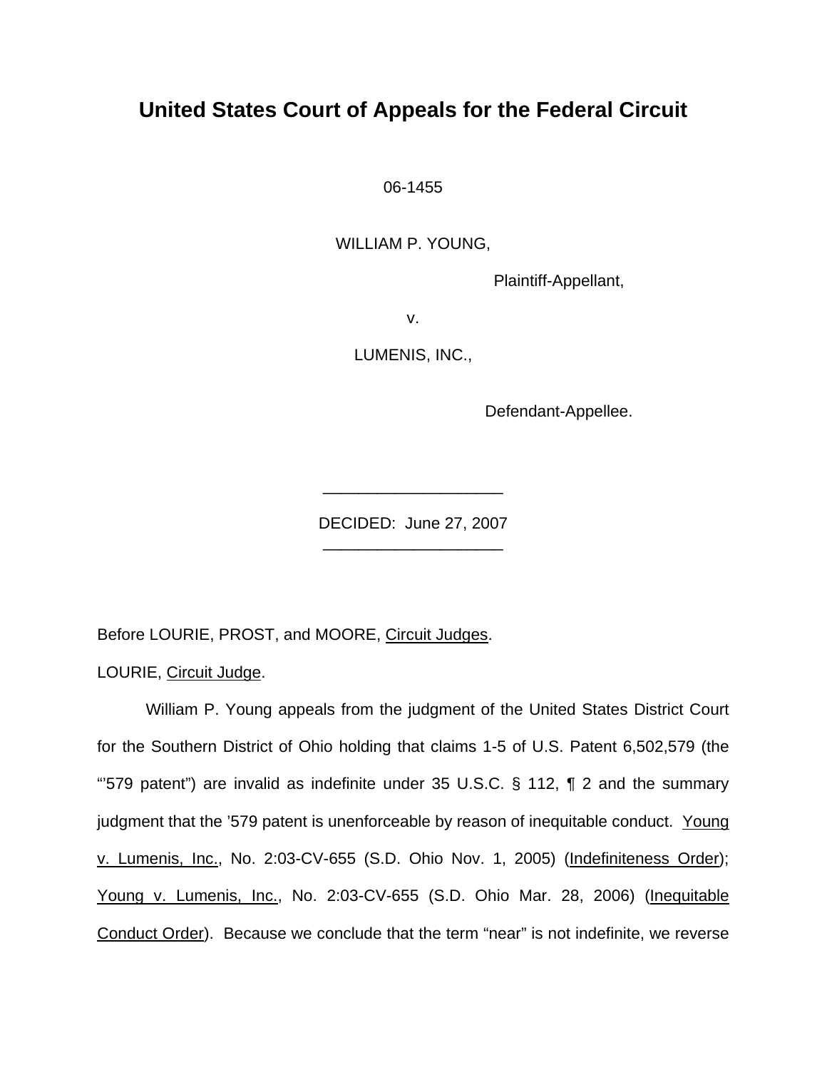# United States Court of Appeals for the Federal Circuit

06-1455

WILLIAM P. YOUNG,

Plaintiff-Appellant,

v.

LUMENIS, INC.,

Defendant-Appellee.

---

DECIDED: June 27, 2007

---

Before LOURIE, PROST, and MOORE, Circuit Judges.

LOURIE, Circuit Judge.

William P. Young appeals from the judgment of the United States District Court for the Southern District of Ohio holding that claims 1-5 of U.S. Patent 6,502,579 (the "'579 patent") are invalid as indefinite under 35 U.S.C. § 112, ¶ 2 and the summary judgment that the '579 patent is unenforceable by reason of inequitable conduct. Young v. Lumenis, Inc., No. 2:03-CV-655 (S.D. Ohio Nov. 1, 2005) (Indefiniteness Order); Young v. Lumenis, Inc., No. 2:03-CV-655 (S.D. Ohio Mar. 28, 2006) (Inequitable Conduct Order). Because we conclude that the term "near" is not indefinite, we reverse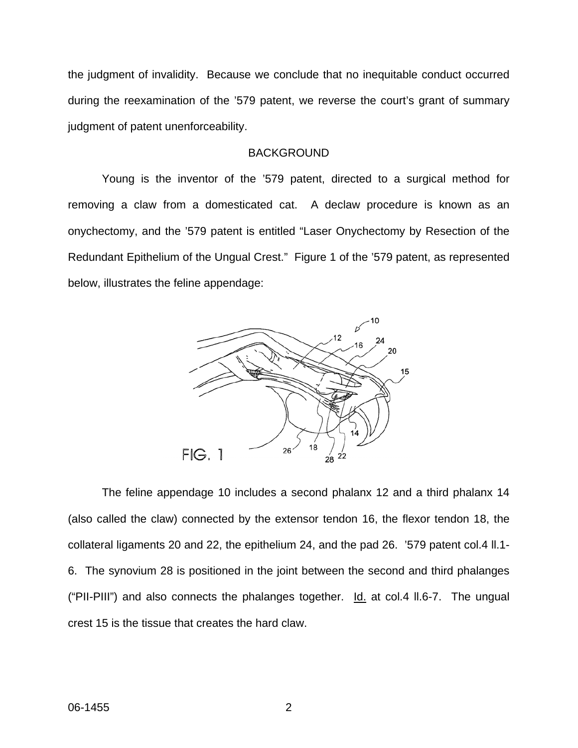the judgment of invalidity. Because we conclude that no inequitable conduct occurred during the reexamination of the '579 patent, we reverse the court's grant of summary judgment of patent unenforceability.

## BACKGROUND

Young is the inventor of the '579 patent, directed to a surgical method for removing a claw from a domesticated cat. A declaw procedure is known as an onychectomy, and the '579 patent is entitled "Laser Onychectomy by Resection of the Redundant Epithelium of the Ungual Crest." Figure 1 of the '579 patent, as represented below, illustrates the feline appendage:

FIG. 1

The feline appendage 10 includes a second phalanx 12 and a third phalanx 14 (also called the claw) connected by the extensor tendon 16, the flexor tendon 18, the collateral ligaments 20 and 22, the epithelium 24, and the pad 26. '579 patent col.4 ll.1-6. The synovium 28 is positioned in the joint between the second and third phalanges ("PII-PIII") and also connects the phalanges together. Id. at col.4 ll.6-7. The ungual crest 15 is the tissue that creates the hard claw.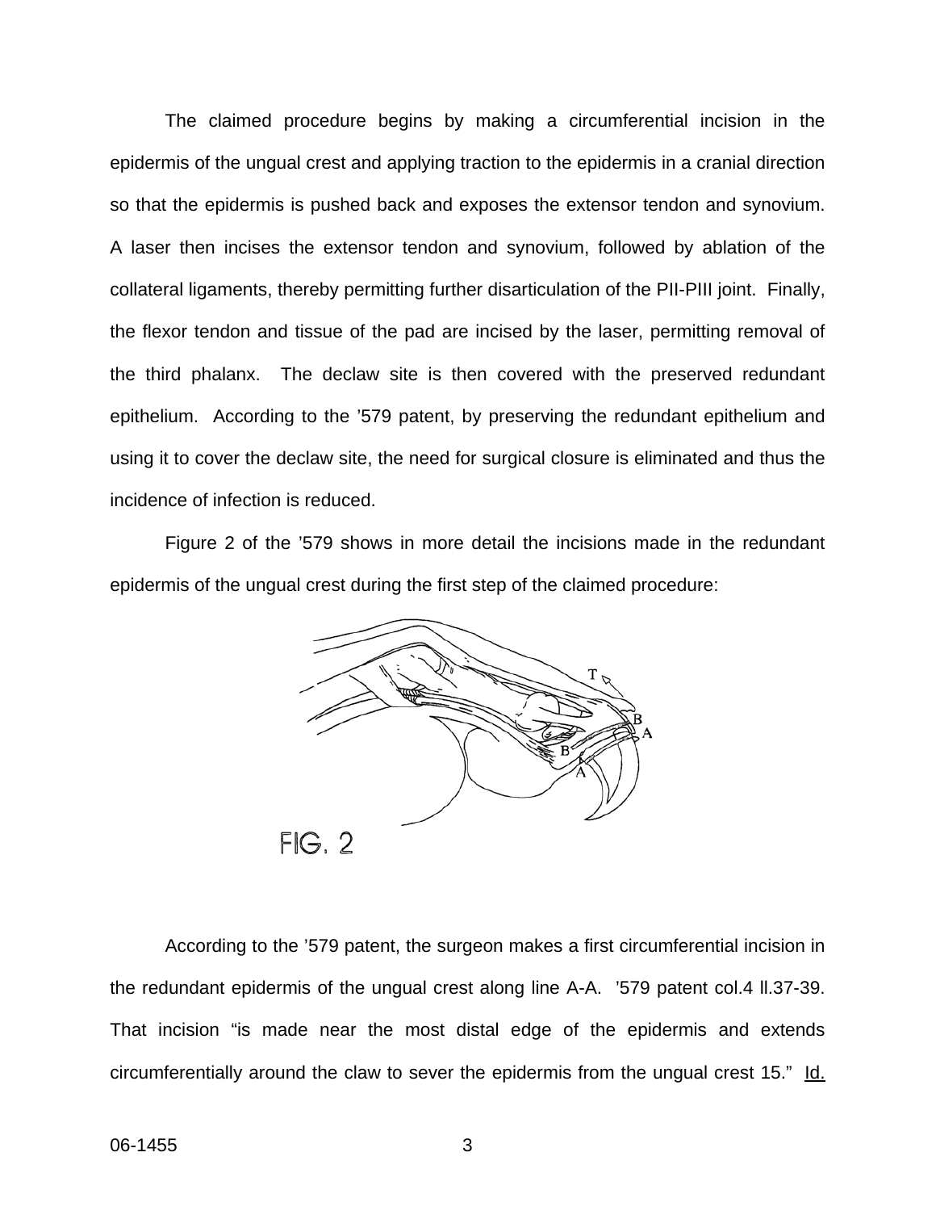The claimed procedure begins by making a circumferential incision in the epidermis of the ungual crest and applying traction to the epidermis in a cranial direction so that the epidermis is pushed back and exposes the extensor tendon and synovium. A laser then incises the extensor tendon and synovium, followed by ablation of the collateral ligaments, thereby permitting further disarticulation of the PII-PIII joint. Finally, the flexor tendon and tissue of the pad are incised by the laser, permitting removal of the third phalanx. The declaw site is then covered with the preserved redundant epithelium. According to the '579 patent, by preserving the redundant epithelium and using it to cover the declaw site, the need for surgical closure is eliminated and thus the incidence of infection is reduced.

Figure 2 of the '579 shows in more detail the incisions made in the redundant epidermis of the ungual crest during the first step of the claimed procedure:

FIG. 2

According to the '579 patent, the surgeon makes a first circumferential incision in the redundant epidermis of the ungual crest along line A-A. '579 patent col.4 ll.37-39. That incision "is made near the most distal edge of the epidermis and extends circumferentially around the claw to sever the epidermis from the ungual crest 15." Id.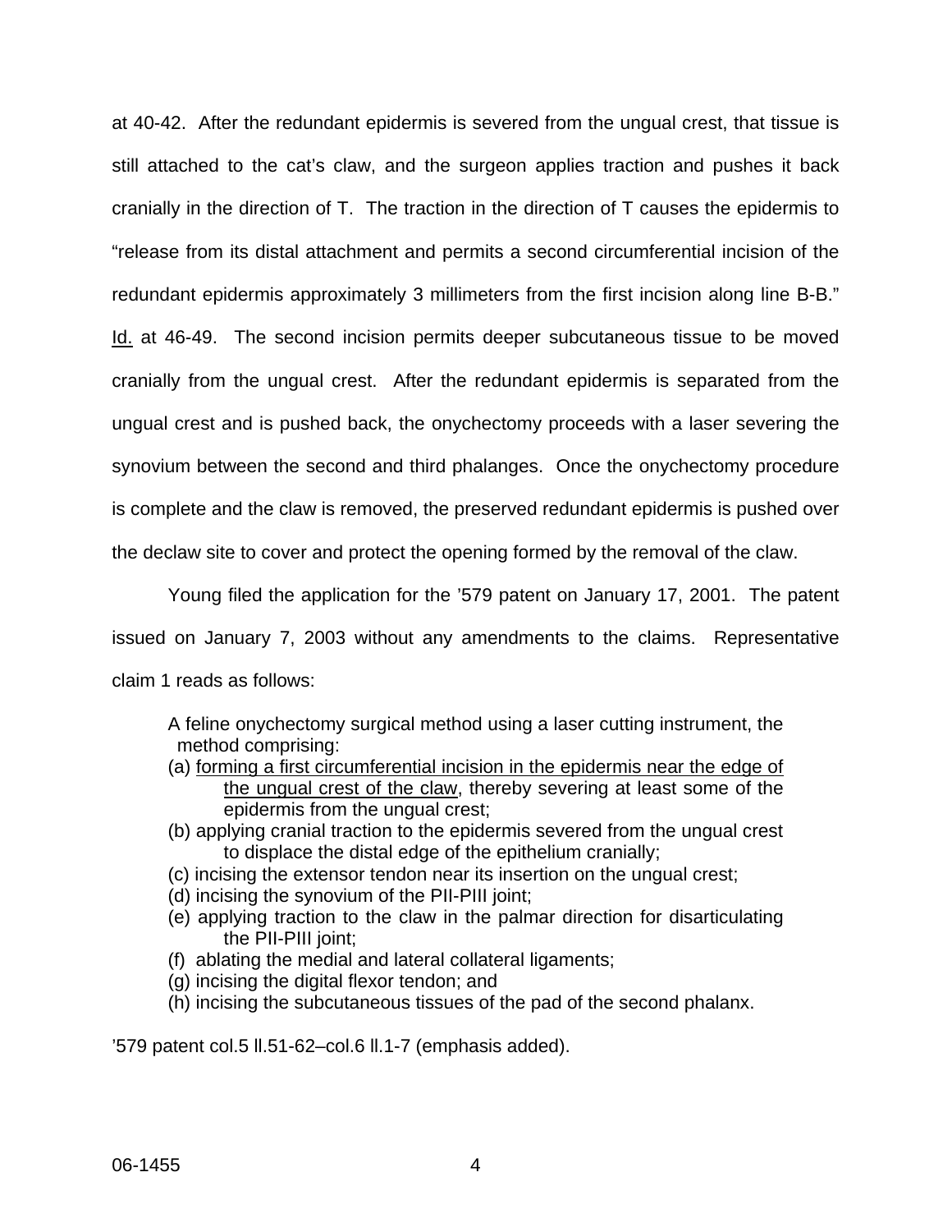at 40-42. After the redundant epidermis is severed from the ungual crest, that tissue is still attached to the cat's claw, and the surgeon applies traction and pushes it back cranially in the direction of T. The traction in the direction of T causes the epidermis to "release from its distal attachment and permits a second circumferential incision of the redundant epidermis approximately 3 millimeters from the first incision along line B-B." Id. at 46-49. The second incision permits deeper subcutaneous tissue to be moved cranially from the ungual crest. After the redundant epidermis is separated from the ungual crest and is pushed back, the onychectomy proceeds with a laser severing the synovium between the second and third phalanges. Once the onychectomy procedure is complete and the claw is removed, the preserved redundant epidermis is pushed over the declaw site to cover and protect the opening formed by the removal of the claw.

Young filed the application for the '579 patent on January 17, 2001. The patent issued on January 7, 2003 without any amendments to the claims. Representative claim 1 reads as follows:

> A feline onychectomy surgical method using a laser cutting instrument, the method comprising:
> (a) forming a first circumferential incision in the epidermis near the edge of the ungual crest of the claw, thereby severing at least some of the epidermis from the ungual crest;
> (b) applying cranial traction to the epidermis severed from the ungual crest to displace the distal edge of the epithelium cranially;
> (c) incising the extensor tendon near its insertion on the ungual crest;
> (d) incising the synovium of the PII-PIII joint;
> (e) applying traction to the claw in the palmar direction for disarticulating the PII-PIII joint;
> (f) ablating the medial and lateral collateral ligaments;
> (g) incising the digital flexor tendon; and
> (h) incising the subcutaneous tissues of the pad of the second phalanx.

'579 patent col.5 ll.51-62–col.6 ll.1-7 (emphasis added).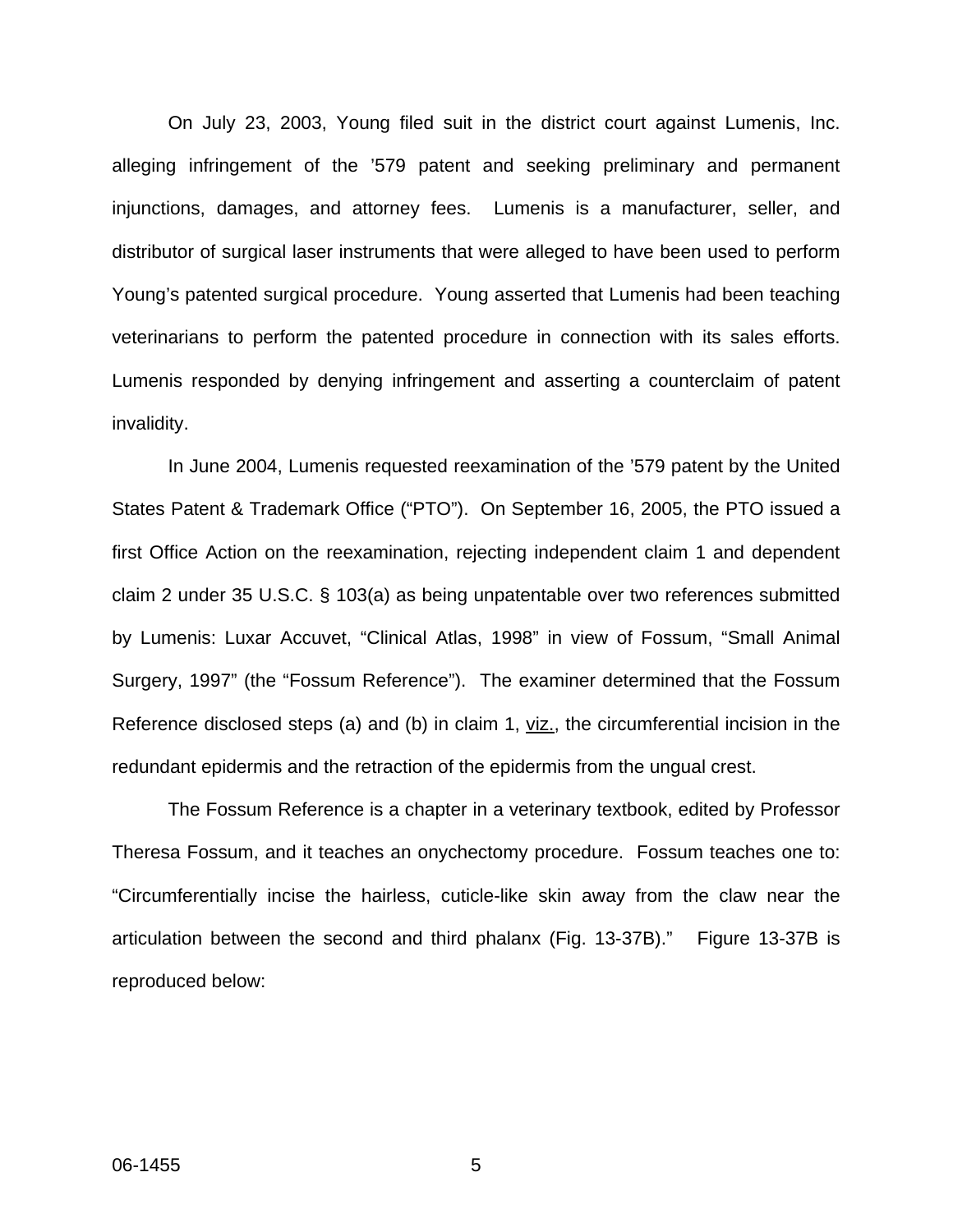On July 23, 2003, Young filed suit in the district court against Lumenis, Inc. alleging infringement of the ’579 patent and seeking preliminary and permanent injunctions, damages, and attorney fees. Lumenis is a manufacturer, seller, and distributor of surgical laser instruments that were alleged to have been used to perform Young’s patented surgical procedure. Young asserted that Lumenis had been teaching veterinarians to perform the patented procedure in connection with its sales efforts. Lumenis responded by denying infringement and asserting a counterclaim of patent invalidity.

In June 2004, Lumenis requested reexamination of the ’579 patent by the United States Patent & Trademark Office (“PTO”). On September 16, 2005, the PTO issued a first Office Action on the reexamination, rejecting independent claim 1 and dependent claim 2 under 35 U.S.C. § 103(a) as being unpatentable over two references submitted by Lumenis: Luxar Accuvet, “Clinical Atlas, 1998” in view of Fossum, “Small Animal Surgery, 1997” (the “Fossum Reference”). The examiner determined that the Fossum Reference disclosed steps (a) and (b) in claim 1, viz., the circumferential incision in the redundant epidermis and the retraction of the epidermis from the ungual crest.

The Fossum Reference is a chapter in a veterinary textbook, edited by Professor Theresa Fossum, and it teaches an onychectomy procedure. Fossum teaches one to: “Circumferentially incise the hairless, cuticle-like skin away from the claw near the articulation between the second and third phalanx (Fig. 13-37B).” Figure 13-37B is reproduced below: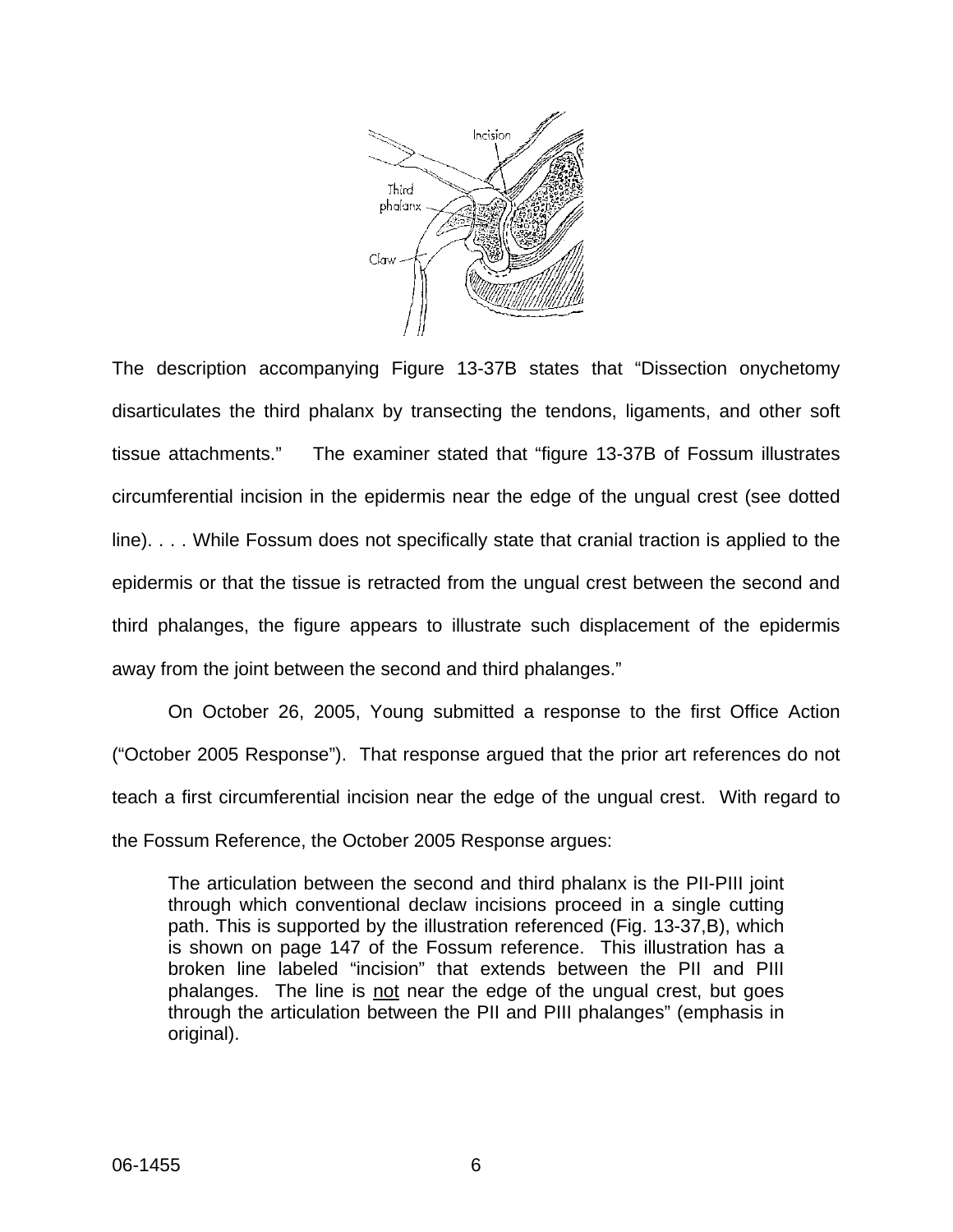The description accompanying Figure 13-37B states that "Dissection onychetomy disarticulates the third phalanx by transecting the tendons, ligaments, and other soft tissue attachments." The examiner stated that "figure 13-37B of Fossum illustrates circumferential incision in the epidermis near the edge of the ungual crest (see dotted line). . . . While Fossum does not specifically state that cranial traction is applied to the epidermis or that the tissue is retracted from the ungual crest between the second and third phalanges, the figure appears to illustrate such displacement of the epidermis away from the joint between the second and third phalanges."

On October 26, 2005, Young submitted a response to the first Office Action ("October 2005 Response"). That response argued that the prior art references do not teach a first circumferential incision near the edge of the ungual crest. With regard to the Fossum Reference, the October 2005 Response argues:

> The articulation between the second and third phalanx is the PII-PIII joint through which conventional declaw incisions proceed in a single cutting path. This is supported by the illustration referenced (Fig. 13-37,B), which is shown on page 147 of the Fossum reference. This illustration has a broken line labeled "incision" that extends between the PII and PIII phalanges. The line is <u>not</u> near the edge of the ungual crest, but goes through the articulation between the PII and PIII phalanges" (emphasis in original).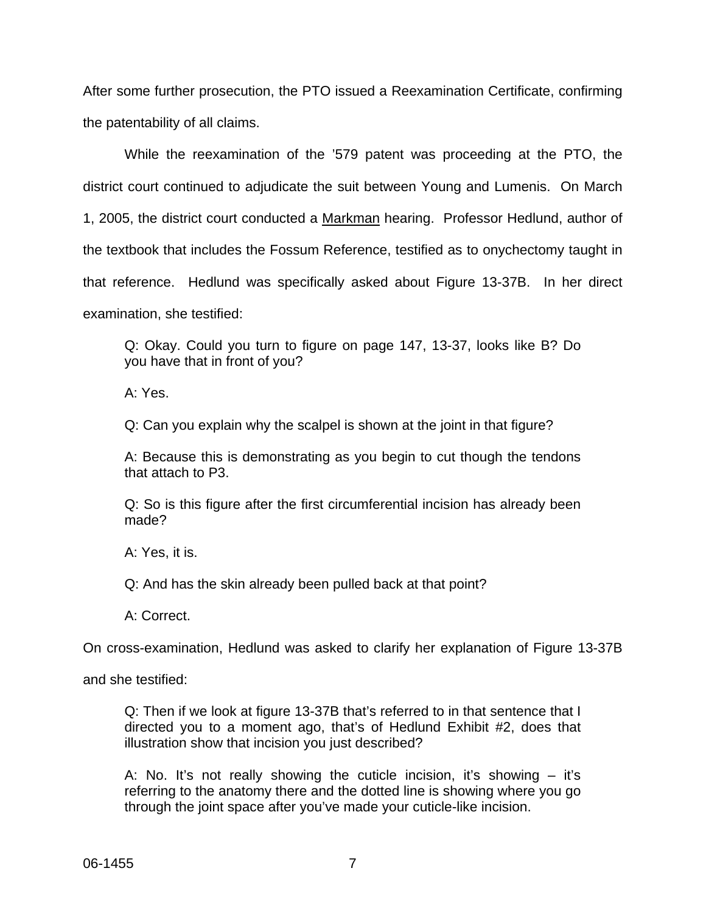After some further prosecution, the PTO issued a Reexamination Certificate, confirming the patentability of all claims.

While the reexamination of the ’579 patent was proceeding at the PTO, the district court continued to adjudicate the suit between Young and Lumenis. On March 1, 2005, the district court conducted a Markman hearing. Professor Hedlund, author of the textbook that includes the Fossum Reference, testified as to onychectomy taught in that reference. Hedlund was specifically asked about Figure 13-37B. In her direct examination, she testified:

> Q: Okay. Could you turn to figure on page 147, 13-37, looks like B? Do you have that in front of you?
>
> A: Yes.
>
> Q: Can you explain why the scalpel is shown at the joint in that figure?
>
> A: Because this is demonstrating as you begin to cut though the tendons that attach to P3.
>
> Q: So is this figure after the first circumferential incision has already been made?
>
> A: Yes, it is.
>
> Q: And has the skin already been pulled back at that point?
>
> A: Correct.

On cross-examination, Hedlund was asked to clarify her explanation of Figure 13-37B and she testified:

> Q: Then if we look at figure 13-37B that’s referred to in that sentence that I directed you to a moment ago, that’s of Hedlund Exhibit #2, does that illustration show that incision you just described?
>
> A: No. It’s not really showing the cuticle incision, it’s showing – it’s referring to the anatomy there and the dotted line is showing where you go through the joint space after you’ve made your cuticle-like incision.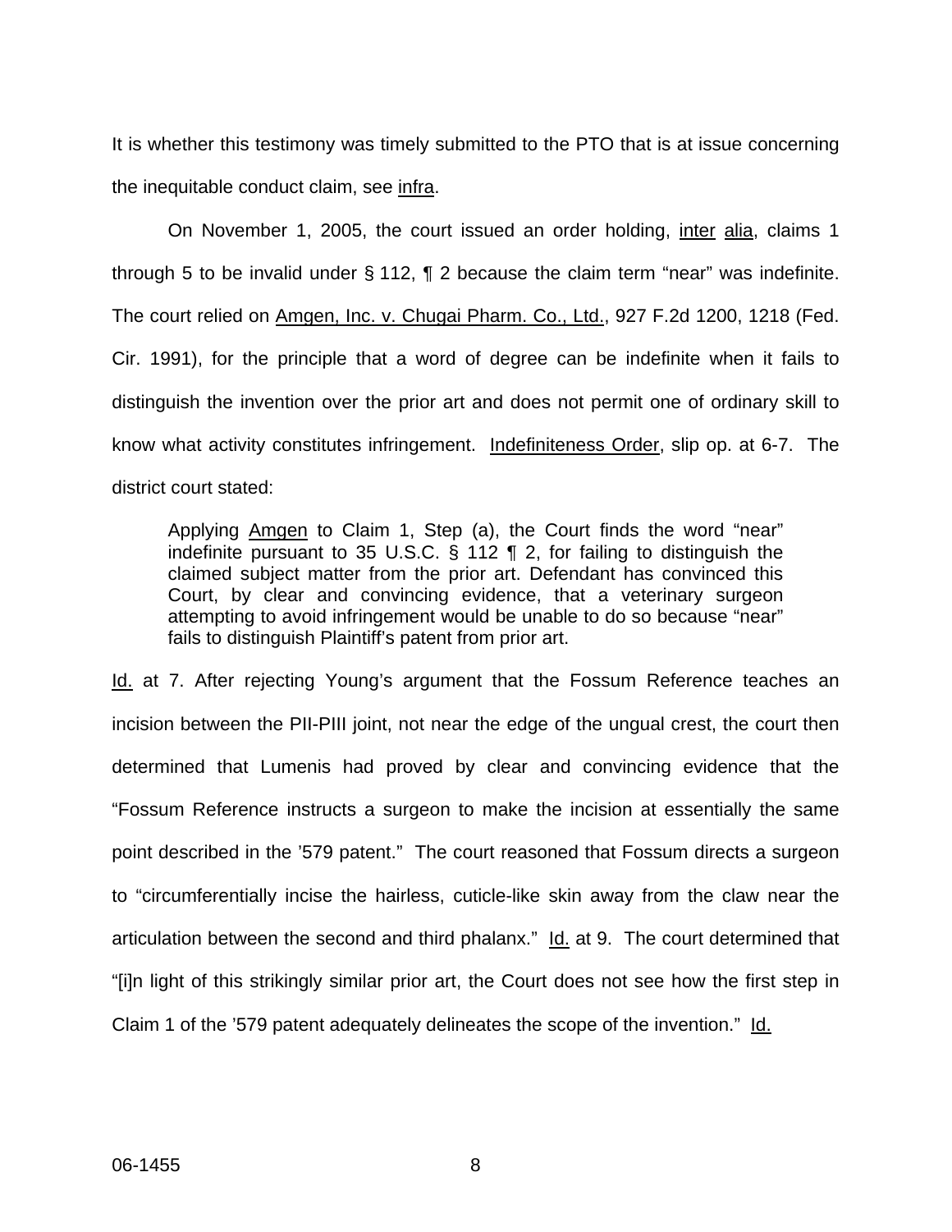It is whether this testimony was timely submitted to the PTO that is at issue concerning the inequitable conduct claim, see infra.

On November 1, 2005, the court issued an order holding, inter alia, claims 1 through 5 to be invalid under § 112, ¶ 2 because the claim term "near" was indefinite. The court relied on Amgen, Inc. v. Chugai Pharm. Co., Ltd., 927 F.2d 1200, 1218 (Fed. Cir. 1991), for the principle that a word of degree can be indefinite when it fails to distinguish the invention over the prior art and does not permit one of ordinary skill to know what activity constitutes infringement. Indefiniteness Order, slip op. at 6-7. The district court stated:

> Applying Amgen to Claim 1, Step (a), the Court finds the word "near" indefinite pursuant to 35 U.S.C. § 112 ¶ 2, for failing to distinguish the claimed subject matter from the prior art. Defendant has convinced this Court, by clear and convincing evidence, that a veterinary surgeon attempting to avoid infringement would be unable to do so because "near" fails to distinguish Plaintiff's patent from prior art.

Id. at 7. After rejecting Young's argument that the Fossum Reference teaches an incision between the PII-PIII joint, not near the edge of the ungual crest, the court then determined that Lumenis had proved by clear and convincing evidence that the "Fossum Reference instructs a surgeon to make the incision at essentially the same point described in the '579 patent." The court reasoned that Fossum directs a surgeon to "circumferentially incise the hairless, cuticle-like skin away from the claw near the articulation between the second and third phalanx." Id. at 9. The court determined that "[i]n light of this strikingly similar prior art, the Court does not see how the first step in Claim 1 of the '579 patent adequately delineates the scope of the invention." Id.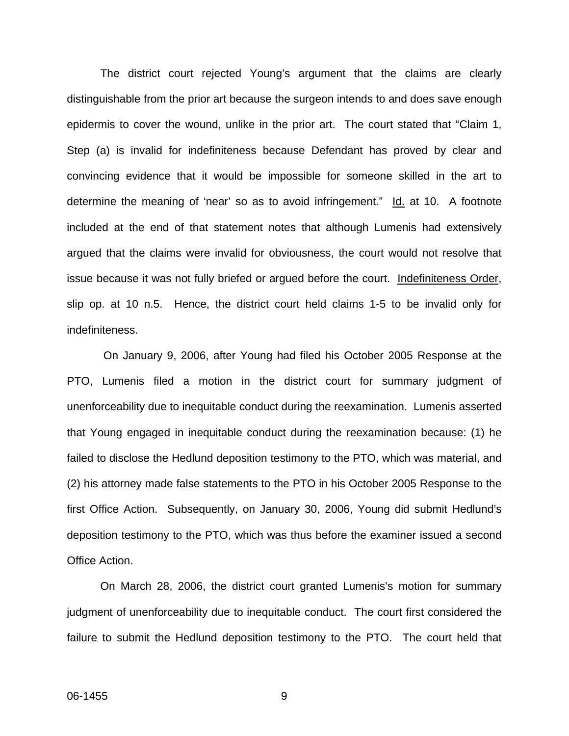The district court rejected Young's argument that the claims are clearly distinguishable from the prior art because the surgeon intends to and does save enough epidermis to cover the wound, unlike in the prior art. The court stated that "Claim 1, Step (a) is invalid for indefiniteness because Defendant has proved by clear and convincing evidence that it would be impossible for someone skilled in the art to determine the meaning of 'near' so as to avoid infringement." Id. at 10. A footnote included at the end of that statement notes that although Lumenis had extensively argued that the claims were invalid for obviousness, the court would not resolve that issue because it was not fully briefed or argued before the court. Indefiniteness Order, slip op. at 10 n.5. Hence, the district court held claims 1-5 to be invalid only for indefiniteness.

On January 9, 2006, after Young had filed his October 2005 Response at the PTO, Lumenis filed a motion in the district court for summary judgment of unenforceability due to inequitable conduct during the reexamination. Lumenis asserted that Young engaged in inequitable conduct during the reexamination because: (1) he failed to disclose the Hedlund deposition testimony to the PTO, which was material, and (2) his attorney made false statements to the PTO in his October 2005 Response to the first Office Action. Subsequently, on January 30, 2006, Young did submit Hedlund's deposition testimony to the PTO, which was thus before the examiner issued a second Office Action.

On March 28, 2006, the district court granted Lumenis's motion for summary judgment of unenforceability due to inequitable conduct. The court first considered the failure to submit the Hedlund deposition testimony to the PTO. The court held that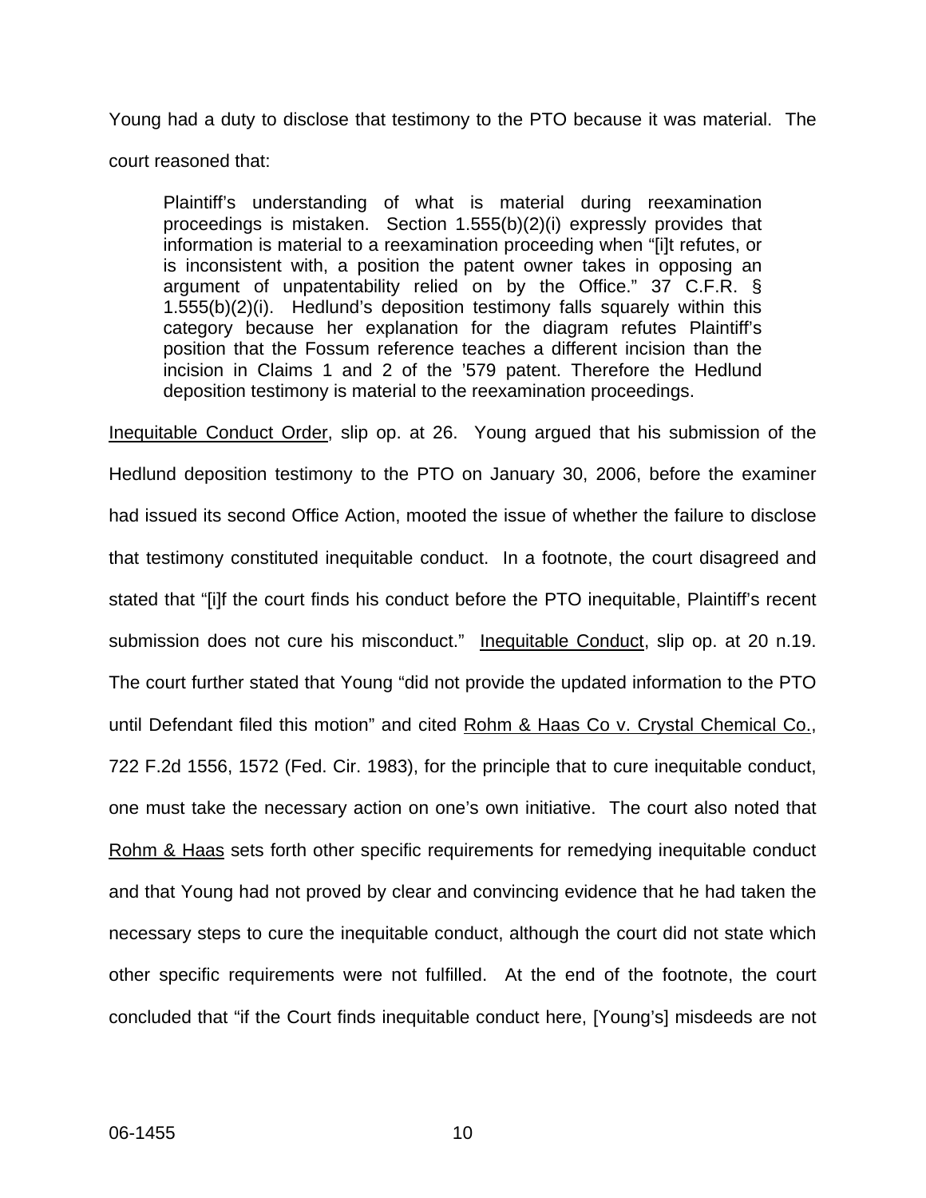Young had a duty to disclose that testimony to the PTO because it was material. The court reasoned that:

> Plaintiff's understanding of what is material during reexamination proceedings is mistaken. Section 1.555(b)(2)(i) expressly provides that information is material to a reexamination proceeding when "[i]t refutes, or is inconsistent with, a position the patent owner takes in opposing an argument of unpatentability relied on by the Office." 37 C.F.R. § 1.555(b)(2)(i). Hedlund's deposition testimony falls squarely within this category because her explanation for the diagram refutes Plaintiff's position that the Fossum reference teaches a different incision than the incision in Claims 1 and 2 of the '579 patent. Therefore the Hedlund deposition testimony is material to the reexamination proceedings.

Inequitable Conduct Order, slip op. at 26. Young argued that his submission of the Hedlund deposition testimony to the PTO on January 30, 2006, before the examiner had issued its second Office Action, mooted the issue of whether the failure to disclose that testimony constituted inequitable conduct. In a footnote, the court disagreed and stated that "[i]f the court finds his conduct before the PTO inequitable, Plaintiff's recent submission does not cure his misconduct." Inequitable Conduct, slip op. at 20 n.19. The court further stated that Young "did not provide the updated information to the PTO until Defendant filed this motion" and cited Rohm & Haas Co v. Crystal Chemical Co., 722 F.2d 1556, 1572 (Fed. Cir. 1983), for the principle that to cure inequitable conduct, one must take the necessary action on one's own initiative. The court also noted that Rohm & Haas sets forth other specific requirements for remedying inequitable conduct and that Young had not proved by clear and convincing evidence that he had taken the necessary steps to cure the inequitable conduct, although the court did not state which other specific requirements were not fulfilled. At the end of the footnote, the court concluded that "if the Court finds inequitable conduct here, [Young's] misdeeds are not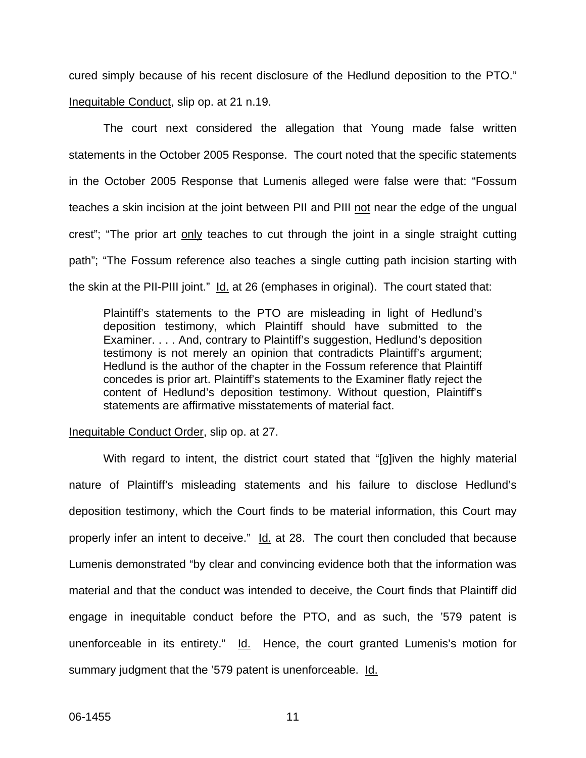cured simply because of his recent disclosure of the Hedlund deposition to the PTO." Inequitable Conduct, slip op. at 21 n.19.

The court next considered the allegation that Young made false written statements in the October 2005 Response. The court noted that the specific statements in the October 2005 Response that Lumenis alleged were false were that: "Fossum teaches a skin incision at the joint between PII and PIII not near the edge of the ungual crest"; "The prior art only teaches to cut through the joint in a single straight cutting path"; "The Fossum reference also teaches a single cutting path incision starting with the skin at the PII-PIII joint." Id. at 26 (emphases in original). The court stated that:

> Plaintiff's statements to the PTO are misleading in light of Hedlund's deposition testimony, which Plaintiff should have submitted to the Examiner. . . . And, contrary to Plaintiff's suggestion, Hedlund's deposition testimony is not merely an opinion that contradicts Plaintiff's argument; Hedlund is the author of the chapter in the Fossum reference that Plaintiff concedes is prior art. Plaintiff's statements to the Examiner flatly reject the content of Hedlund's deposition testimony. Without question, Plaintiff's statements are affirmative misstatements of material fact.

Inequitable Conduct Order, slip op. at 27.

With regard to intent, the district court stated that "[g]iven the highly material nature of Plaintiff's misleading statements and his failure to disclose Hedlund's deposition testimony, which the Court finds to be material information, this Court may properly infer an intent to deceive." Id. at 28. The court then concluded that because Lumenis demonstrated "by clear and convincing evidence both that the information was material and that the conduct was intended to deceive, the Court finds that Plaintiff did engage in inequitable conduct before the PTO, and as such, the '579 patent is unenforceable in its entirety." Id. Hence, the court granted Lumenis's motion for summary judgment that the '579 patent is unenforceable. Id.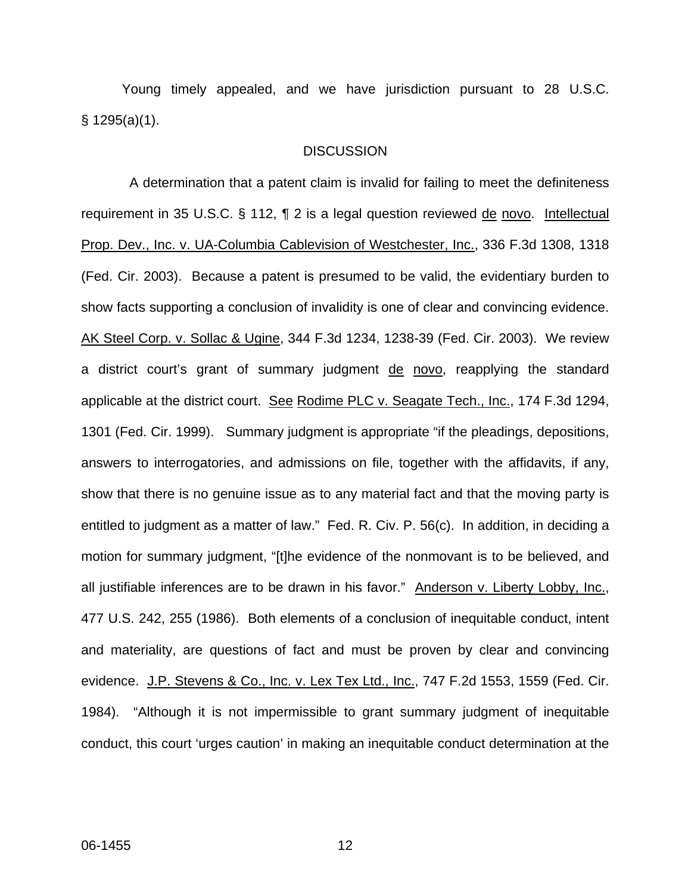Young timely appealed, and we have jurisdiction pursuant to 28 U.S.C. § 1295(a)(1).

## DISCUSSION

A determination that a patent claim is invalid for failing to meet the definiteness requirement in 35 U.S.C. § 112, ¶ 2 is a legal question reviewed de novo. Intellectual Prop. Dev., Inc. v. UA-Columbia Cablevision of Westchester, Inc., 336 F.3d 1308, 1318 (Fed. Cir. 2003). Because a patent is presumed to be valid, the evidentiary burden to show facts supporting a conclusion of invalidity is one of clear and convincing evidence. AK Steel Corp. v. Sollac & Ugine, 344 F.3d 1234, 1238-39 (Fed. Cir. 2003). We review a district court's grant of summary judgment de novo, reapplying the standard applicable at the district court. See Rodime PLC v. Seagate Tech., Inc., 174 F.3d 1294, 1301 (Fed. Cir. 1999). Summary judgment is appropriate "if the pleadings, depositions, answers to interrogatories, and admissions on file, together with the affidavits, if any, show that there is no genuine issue as to any material fact and that the moving party is entitled to judgment as a matter of law." Fed. R. Civ. P. 56(c). In addition, in deciding a motion for summary judgment, "[t]he evidence of the nonmovant is to be believed, and all justifiable inferences are to be drawn in his favor." Anderson v. Liberty Lobby, Inc., 477 U.S. 242, 255 (1986). Both elements of a conclusion of inequitable conduct, intent and materiality, are questions of fact and must be proven by clear and convincing evidence. J.P. Stevens & Co., Inc. v. Lex Tex Ltd., Inc., 747 F.2d 1553, 1559 (Fed. Cir. 1984). "Although it is not impermissible to grant summary judgment of inequitable conduct, this court 'urges caution' in making an inequitable conduct determination at the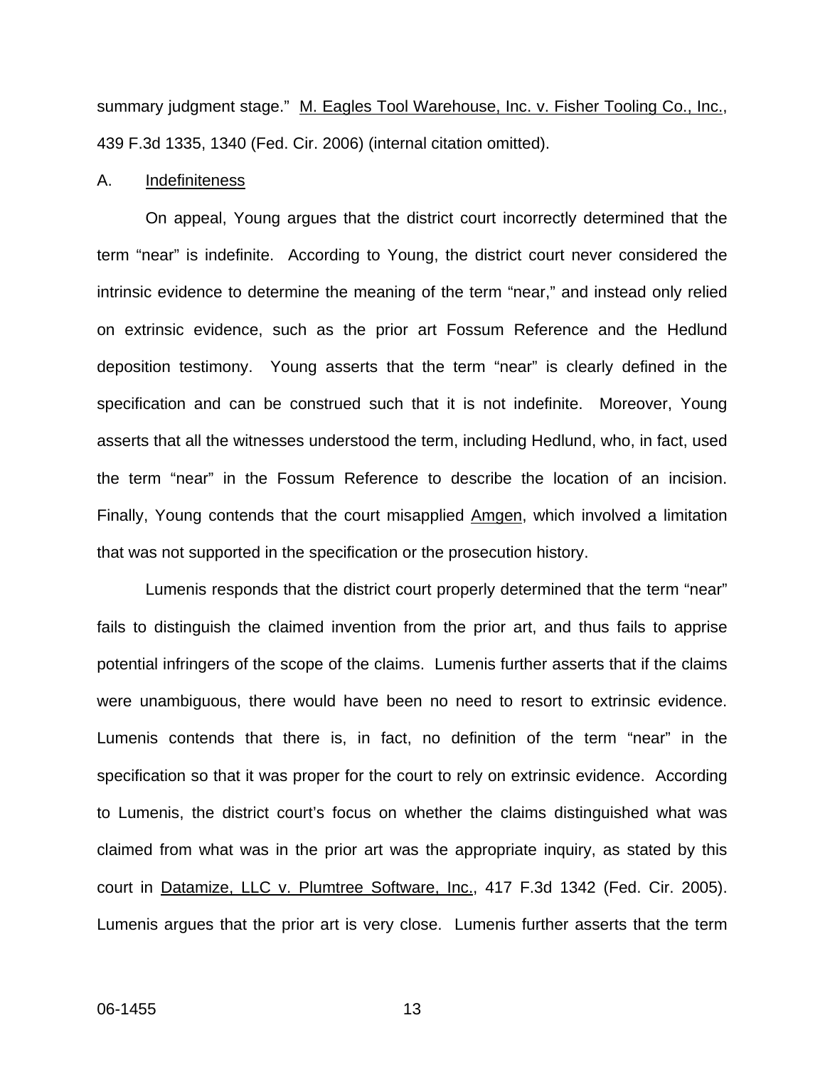summary judgment stage." M. Eagles Tool Warehouse, Inc. v. Fisher Tooling Co., Inc., 439 F.3d 1335, 1340 (Fed. Cir. 2006) (internal citation omitted).

A. Indefiniteness

On appeal, Young argues that the district court incorrectly determined that the term "near" is indefinite. According to Young, the district court never considered the intrinsic evidence to determine the meaning of the term "near," and instead only relied on extrinsic evidence, such as the prior art Fossum Reference and the Hedlund deposition testimony. Young asserts that the term "near" is clearly defined in the specification and can be construed such that it is not indefinite. Moreover, Young asserts that all the witnesses understood the term, including Hedlund, who, in fact, used the term "near" in the Fossum Reference to describe the location of an incision. Finally, Young contends that the court misapplied Amgen, which involved a limitation that was not supported in the specification or the prosecution history.

Lumenis responds that the district court properly determined that the term "near" fails to distinguish the claimed invention from the prior art, and thus fails to apprise potential infringers of the scope of the claims. Lumenis further asserts that if the claims were unambiguous, there would have been no need to resort to extrinsic evidence. Lumenis contends that there is, in fact, no definition of the term "near" in the specification so that it was proper for the court to rely on extrinsic evidence. According to Lumenis, the district court's focus on whether the claims distinguished what was claimed from what was in the prior art was the appropriate inquiry, as stated by this court in Datamize, LLC v. Plumtree Software, Inc., 417 F.3d 1342 (Fed. Cir. 2005). Lumenis argues that the prior art is very close. Lumenis further asserts that the term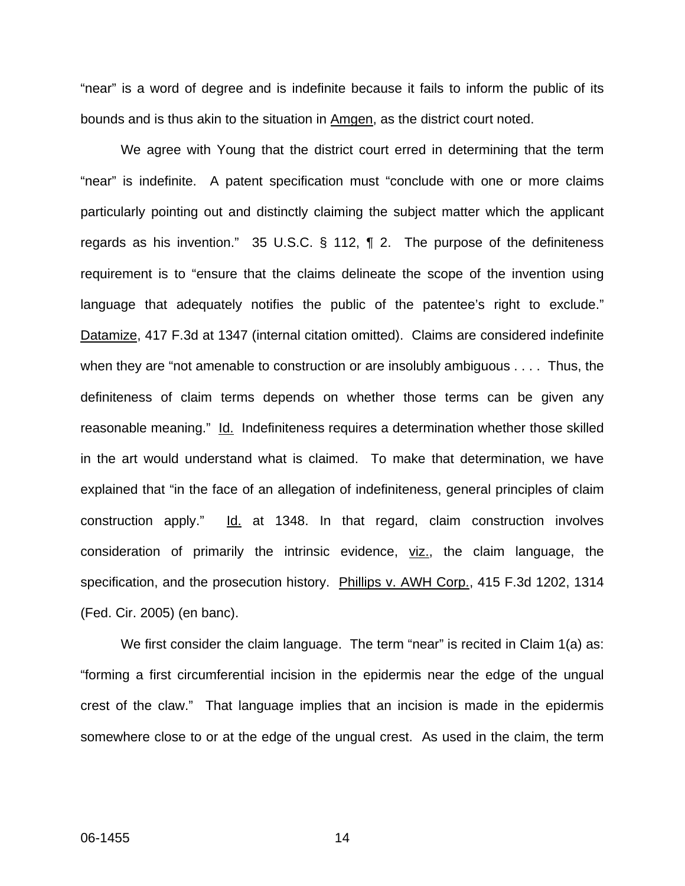"near" is a word of degree and is indefinite because it fails to inform the public of its bounds and is thus akin to the situation in Amgen, as the district court noted.

We agree with Young that the district court erred in determining that the term "near" is indefinite. A patent specification must "conclude with one or more claims particularly pointing out and distinctly claiming the subject matter which the applicant regards as his invention." 35 U.S.C. § 112, ¶ 2. The purpose of the definiteness requirement is to "ensure that the claims delineate the scope of the invention using language that adequately notifies the public of the patentee's right to exclude." Datamize, 417 F.3d at 1347 (internal citation omitted). Claims are considered indefinite when they are "not amenable to construction or are insolubly ambiguous . . . . Thus, the definiteness of claim terms depends on whether those terms can be given any reasonable meaning." Id. Indefiniteness requires a determination whether those skilled in the art would understand what is claimed. To make that determination, we have explained that "in the face of an allegation of indefiniteness, general principles of claim construction apply." Id. at 1348. In that regard, claim construction involves consideration of primarily the intrinsic evidence, viz., the claim language, the specification, and the prosecution history. Phillips v. AWH Corp., 415 F.3d 1202, 1314 (Fed. Cir. 2005) (en banc).

We first consider the claim language. The term "near" is recited in Claim 1(a) as: "forming a first circumferential incision in the epidermis near the edge of the ungual crest of the claw." That language implies that an incision is made in the epidermis somewhere close to or at the edge of the ungual crest. As used in the claim, the term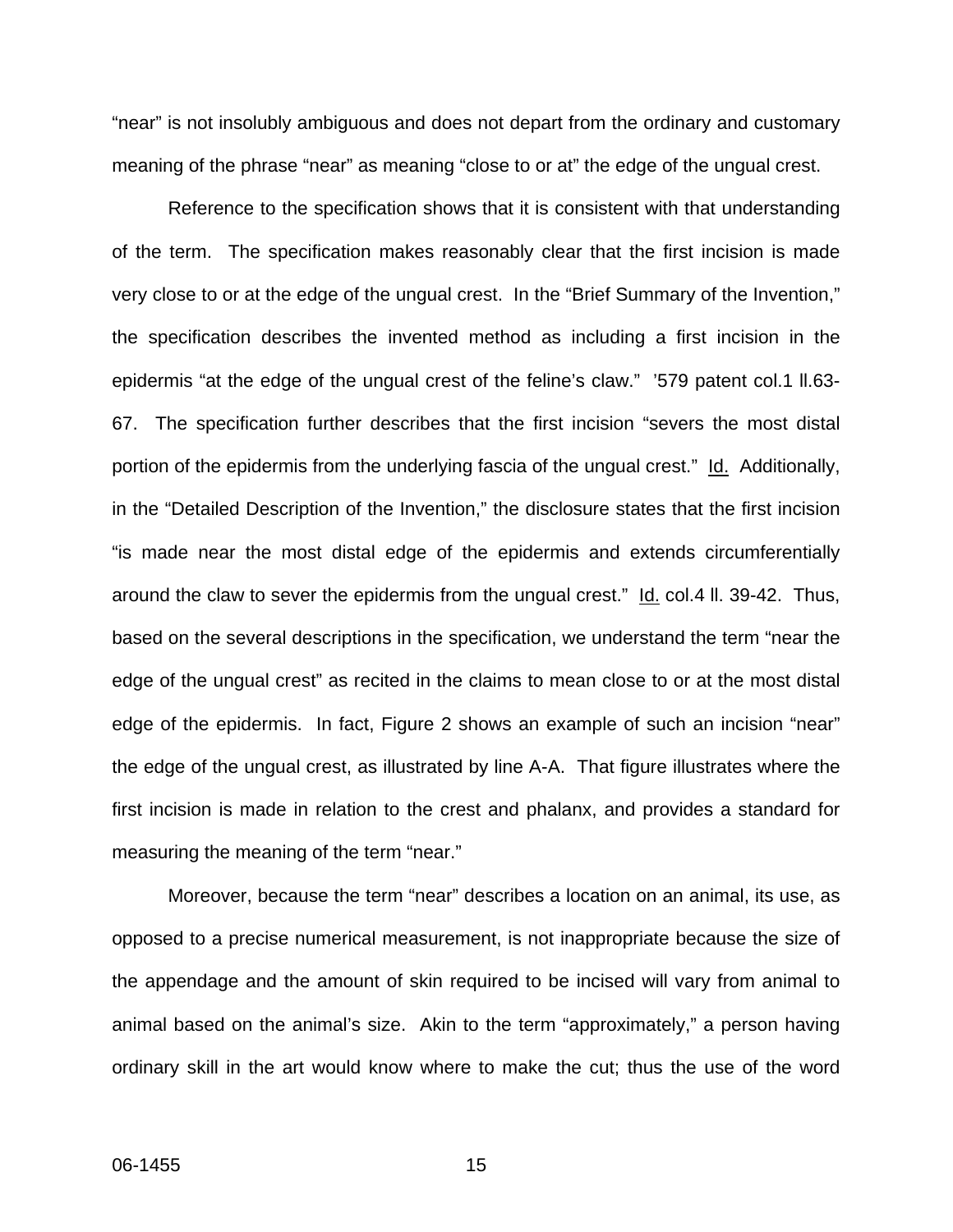"near" is not insolubly ambiguous and does not depart from the ordinary and customary meaning of the phrase "near" as meaning "close to or at" the edge of the ungual crest.

Reference to the specification shows that it is consistent with that understanding of the term. The specification makes reasonably clear that the first incision is made very close to or at the edge of the ungual crest. In the "Brief Summary of the Invention," the specification describes the invented method as including a first incision in the epidermis "at the edge of the ungual crest of the feline's claw." '579 patent col.1 ll.63-67. The specification further describes that the first incision "severs the most distal portion of the epidermis from the underlying fascia of the ungual crest." Id. Additionally, in the "Detailed Description of the Invention," the disclosure states that the first incision "is made near the most distal edge of the epidermis and extends circumferentially around the claw to sever the epidermis from the ungual crest." Id. col.4 ll. 39-42. Thus, based on the several descriptions in the specification, we understand the term "near the edge of the ungual crest" as recited in the claims to mean close to or at the most distal edge of the epidermis. In fact, Figure 2 shows an example of such an incision "near" the edge of the ungual crest, as illustrated by line A-A. That figure illustrates where the first incision is made in relation to the crest and phalanx, and provides a standard for measuring the meaning of the term "near."

Moreover, because the term "near" describes a location on an animal, its use, as opposed to a precise numerical measurement, is not inappropriate because the size of the appendage and the amount of skin required to be incised will vary from animal to animal based on the animal's size. Akin to the term "approximately," a person having ordinary skill in the art would know where to make the cut; thus the use of the word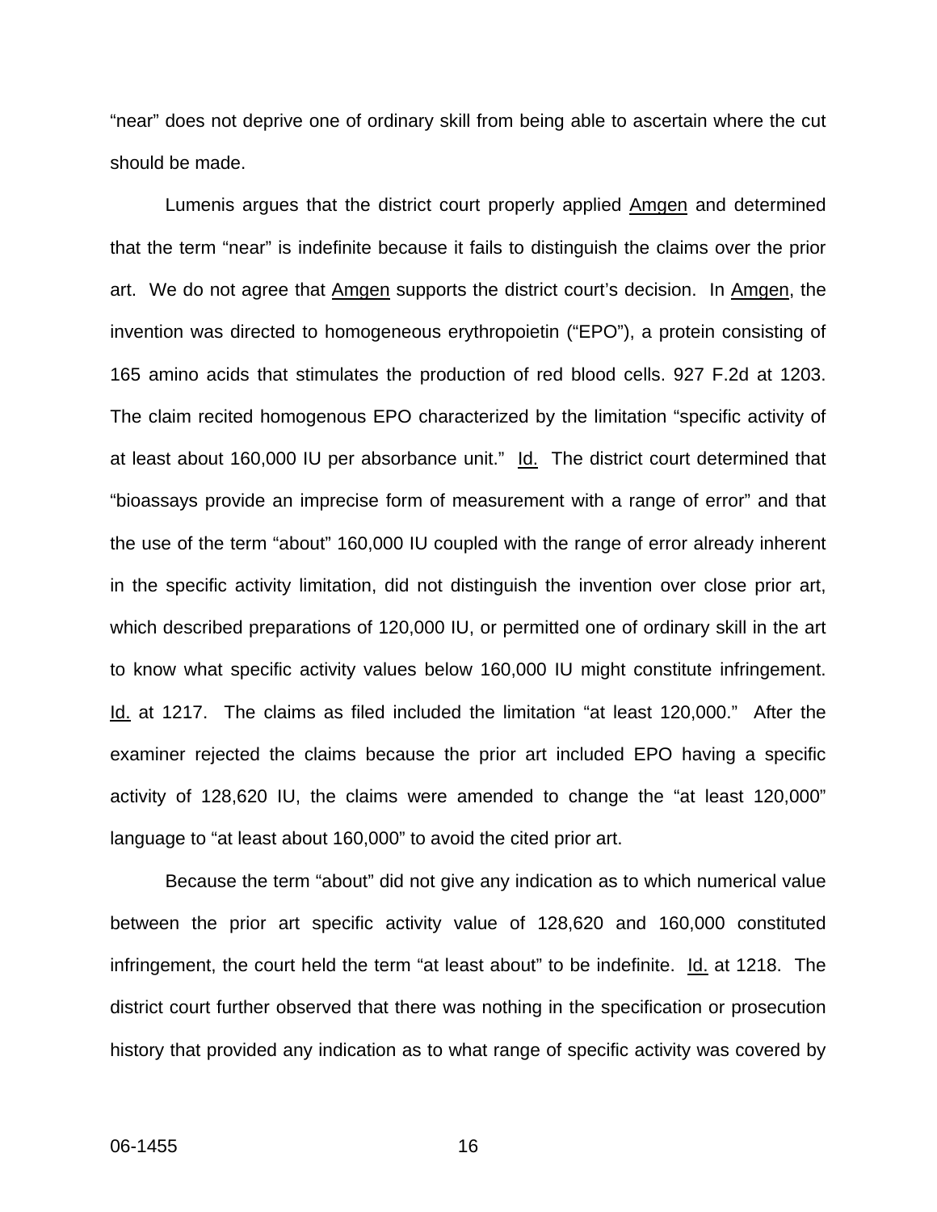"near" does not deprive one of ordinary skill from being able to ascertain where the cut should be made.

Lumenis argues that the district court properly applied Amgen and determined that the term "near" is indefinite because it fails to distinguish the claims over the prior art. We do not agree that Amgen supports the district court's decision. In Amgen, the invention was directed to homogeneous erythropoietin ("EPO"), a protein consisting of 165 amino acids that stimulates the production of red blood cells. 927 F.2d at 1203. The claim recited homogenous EPO characterized by the limitation "specific activity of at least about 160,000 IU per absorbance unit." Id. The district court determined that "bioassays provide an imprecise form of measurement with a range of error" and that the use of the term "about" 160,000 IU coupled with the range of error already inherent in the specific activity limitation, did not distinguish the invention over close prior art, which described preparations of 120,000 IU, or permitted one of ordinary skill in the art to know what specific activity values below 160,000 IU might constitute infringement. Id. at 1217. The claims as filed included the limitation "at least 120,000." After the examiner rejected the claims because the prior art included EPO having a specific activity of 128,620 IU, the claims were amended to change the "at least 120,000" language to "at least about 160,000" to avoid the cited prior art.

Because the term "about" did not give any indication as to which numerical value between the prior art specific activity value of 128,620 and 160,000 constituted infringement, the court held the term "at least about" to be indefinite. Id. at 1218. The district court further observed that there was nothing in the specification or prosecution history that provided any indication as to what range of specific activity was covered by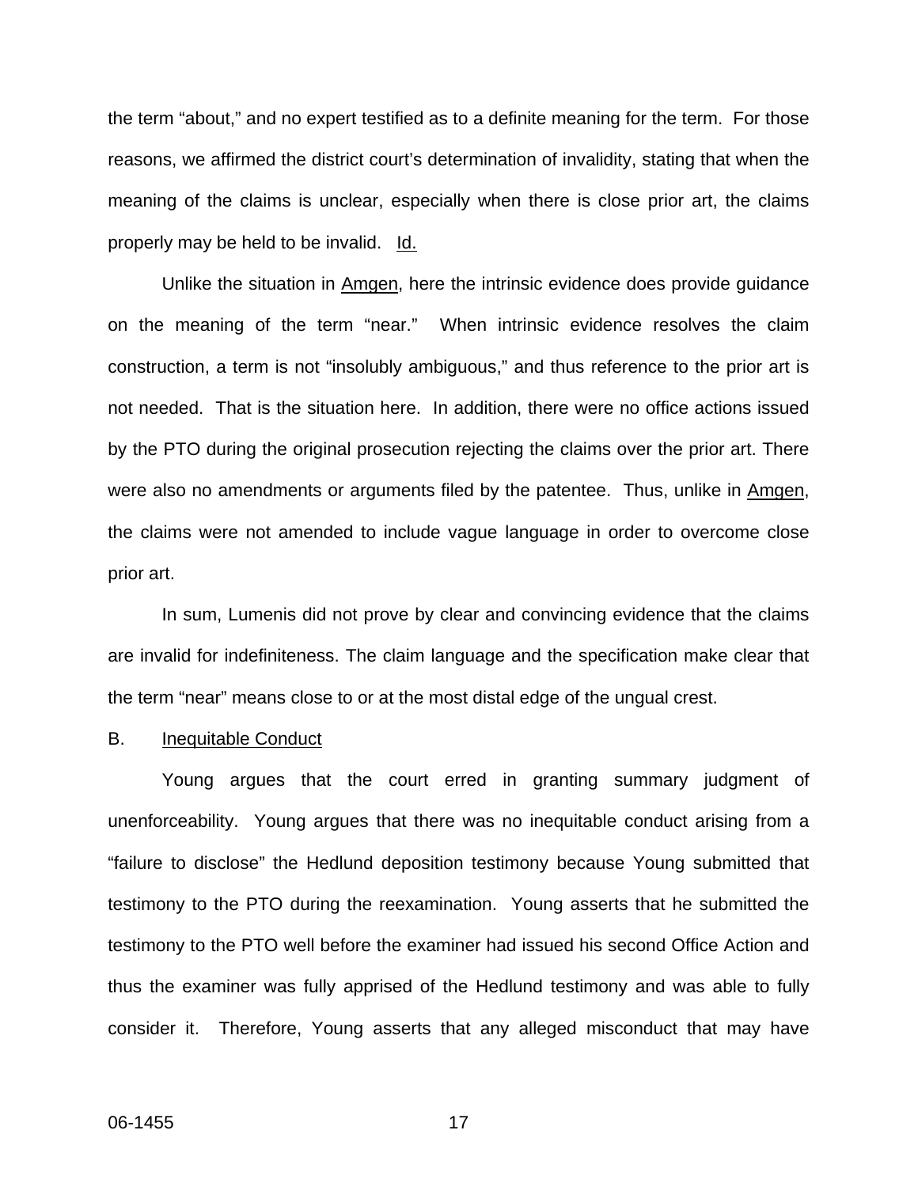the term "about," and no expert testified as to a definite meaning for the term. For those reasons, we affirmed the district court's determination of invalidity, stating that when the meaning of the claims is unclear, especially when there is close prior art, the claims properly may be held to be invalid. Id.

Unlike the situation in Amgen, here the intrinsic evidence does provide guidance on the meaning of the term "near." When intrinsic evidence resolves the claim construction, a term is not "insolubly ambiguous," and thus reference to the prior art is not needed. That is the situation here. In addition, there were no office actions issued by the PTO during the original prosecution rejecting the claims over the prior art. There were also no amendments or arguments filed by the patentee. Thus, unlike in Amgen, the claims were not amended to include vague language in order to overcome close prior art.

In sum, Lumenis did not prove by clear and convincing evidence that the claims are invalid for indefiniteness. The claim language and the specification make clear that the term "near" means close to or at the most distal edge of the ungual crest.

## B. Inequitable Conduct

Young argues that the court erred in granting summary judgment of unenforceability. Young argues that there was no inequitable conduct arising from a "failure to disclose" the Hedlund deposition testimony because Young submitted that testimony to the PTO during the reexamination. Young asserts that he submitted the testimony to the PTO well before the examiner had issued his second Office Action and thus the examiner was fully apprised of the Hedlund testimony and was able to fully consider it. Therefore, Young asserts that any alleged misconduct that may have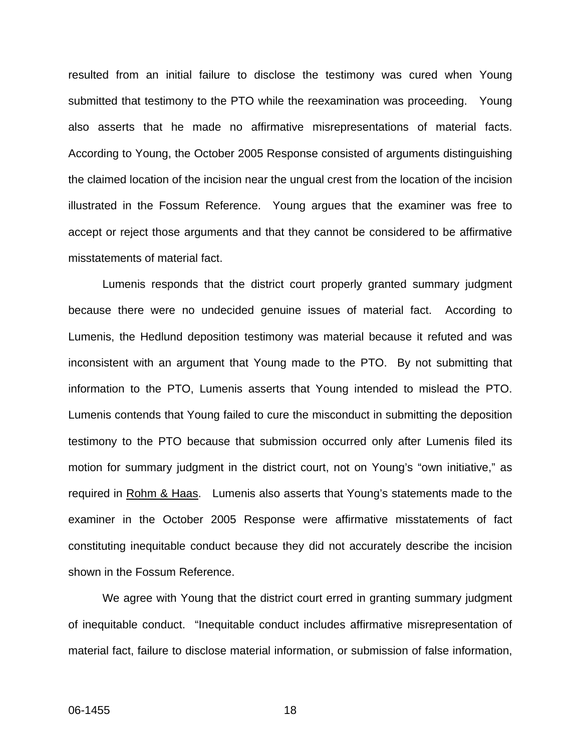resulted from an initial failure to disclose the testimony was cured when Young submitted that testimony to the PTO while the reexamination was proceeding. Young also asserts that he made no affirmative misrepresentations of material facts. According to Young, the October 2005 Response consisted of arguments distinguishing the claimed location of the incision near the ungual crest from the location of the incision illustrated in the Fossum Reference. Young argues that the examiner was free to accept or reject those arguments and that they cannot be considered to be affirmative misstatements of material fact.

Lumenis responds that the district court properly granted summary judgment because there were no undecided genuine issues of material fact. According to Lumenis, the Hedlund deposition testimony was material because it refuted and was inconsistent with an argument that Young made to the PTO. By not submitting that information to the PTO, Lumenis asserts that Young intended to mislead the PTO. Lumenis contends that Young failed to cure the misconduct in submitting the deposition testimony to the PTO because that submission occurred only after Lumenis filed its motion for summary judgment in the district court, not on Young's "own initiative," as required in Rohm & Haas. Lumenis also asserts that Young's statements made to the examiner in the October 2005 Response were affirmative misstatements of fact constituting inequitable conduct because they did not accurately describe the incision shown in the Fossum Reference.

We agree with Young that the district court erred in granting summary judgment of inequitable conduct. "Inequitable conduct includes affirmative misrepresentation of material fact, failure to disclose material information, or submission of false information,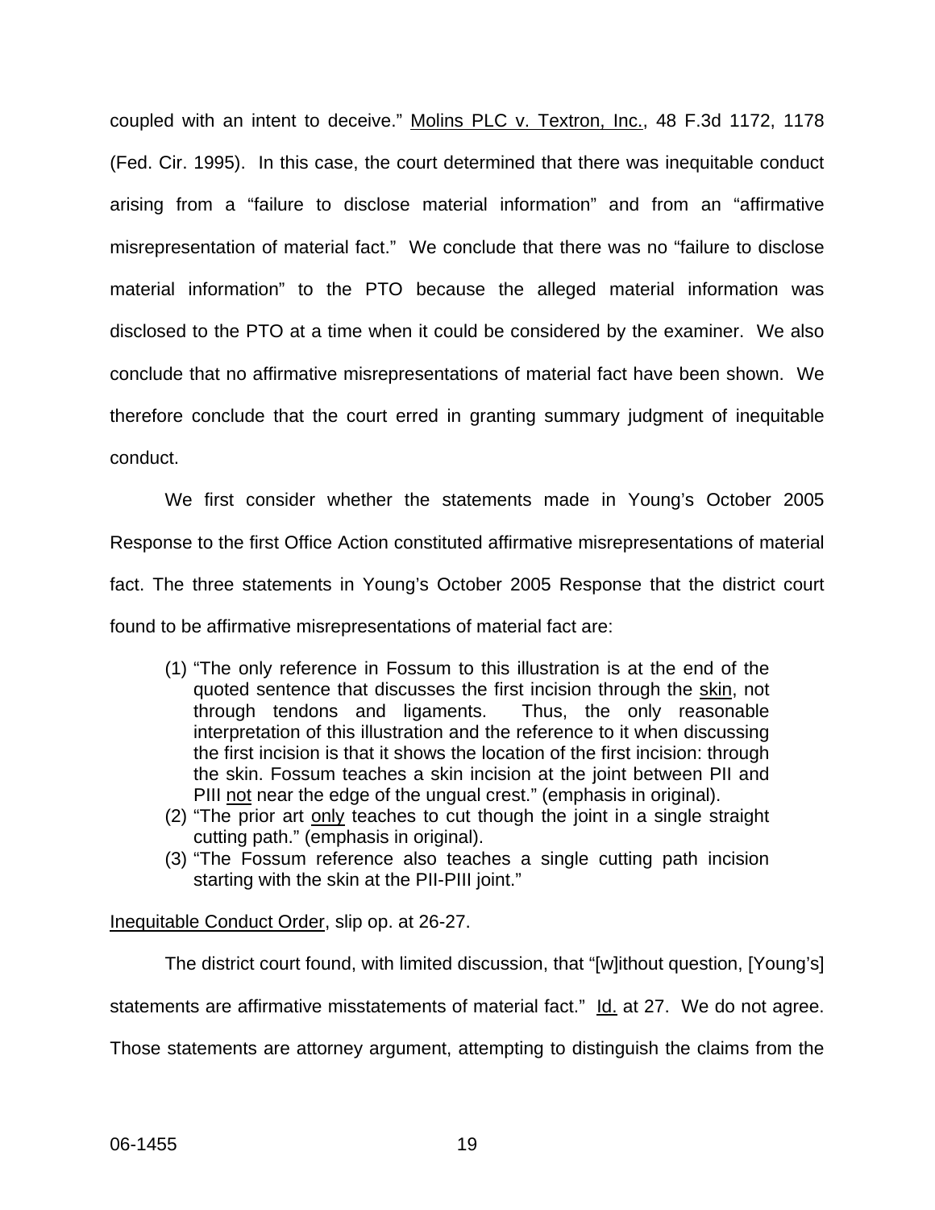coupled with an intent to deceive." Molins PLC v. Textron, Inc., 48 F.3d 1172, 1178 (Fed. Cir. 1995). In this case, the court determined that there was inequitable conduct arising from a "failure to disclose material information" and from an "affirmative misrepresentation of material fact." We conclude that there was no "failure to disclose material information" to the PTO because the alleged material information was disclosed to the PTO at a time when it could be considered by the examiner. We also conclude that no affirmative misrepresentations of material fact have been shown. We therefore conclude that the court erred in granting summary judgment of inequitable conduct.

We first consider whether the statements made in Young's October 2005 Response to the first Office Action constituted affirmative misrepresentations of material fact. The three statements in Young's October 2005 Response that the district court found to be affirmative misrepresentations of material fact are:

> (1) "The only reference in Fossum to this illustration is at the end of the quoted sentence that discusses the first incision through the skin, not through tendons and ligaments. Thus, the only reasonable interpretation of this illustration and the reference to it when discussing the first incision is that it shows the location of the first incision: through the skin. Fossum teaches a skin incision at the joint between PII and PIII not near the edge of the ungual crest." (emphasis in original).
> (2) "The prior art only teaches to cut though the joint in a single straight cutting path." (emphasis in original).
> (3) "The Fossum reference also teaches a single cutting path incision starting with the skin at the PII-PIII joint."

Inequitable Conduct Order, slip op. at 26-27.

The district court found, with limited discussion, that "[w]ithout question, [Young's] statements are affirmative misstatements of material fact." Id. at 27. We do not agree. Those statements are attorney argument, attempting to distinguish the claims from the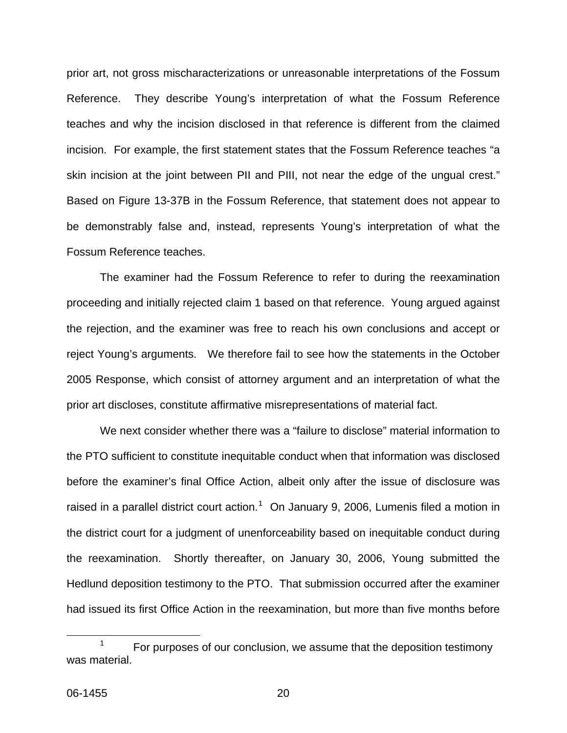prior art, not gross mischaracterizations or unreasonable interpretations of the Fossum Reference. They describe Young's interpretation of what the Fossum Reference teaches and why the incision disclosed in that reference is different from the claimed incision. For example, the first statement states that the Fossum Reference teaches "a skin incision at the joint between PII and PIII, not near the edge of the ungual crest." Based on Figure 13-37B in the Fossum Reference, that statement does not appear to be demonstrably false and, instead, represents Young's interpretation of what the Fossum Reference teaches.

The examiner had the Fossum Reference to refer to during the reexamination proceeding and initially rejected claim 1 based on that reference. Young argued against the rejection, and the examiner was free to reach his own conclusions and accept or reject Young's arguments. We therefore fail to see how the statements in the October 2005 Response, which consist of attorney argument and an interpretation of what the prior art discloses, constitute affirmative misrepresentations of material fact.

We next consider whether there was a "failure to disclose" material information to the PTO sufficient to constitute inequitable conduct when that information was disclosed before the examiner's final Office Action, albeit only after the issue of disclosure was raised in a parallel district court action.[1] On January 9, 2006, Lumenis filed a motion in the district court for a judgment of unenforceability based on inequitable conduct during the reexamination. Shortly thereafter, on January 30, 2006, Young submitted the Hedlund deposition testimony to the PTO. That submission occurred after the examiner had issued its first Office Action in the reexamination, but more than five months before

[1] For purposes of our conclusion, we assume that the deposition testimony was material.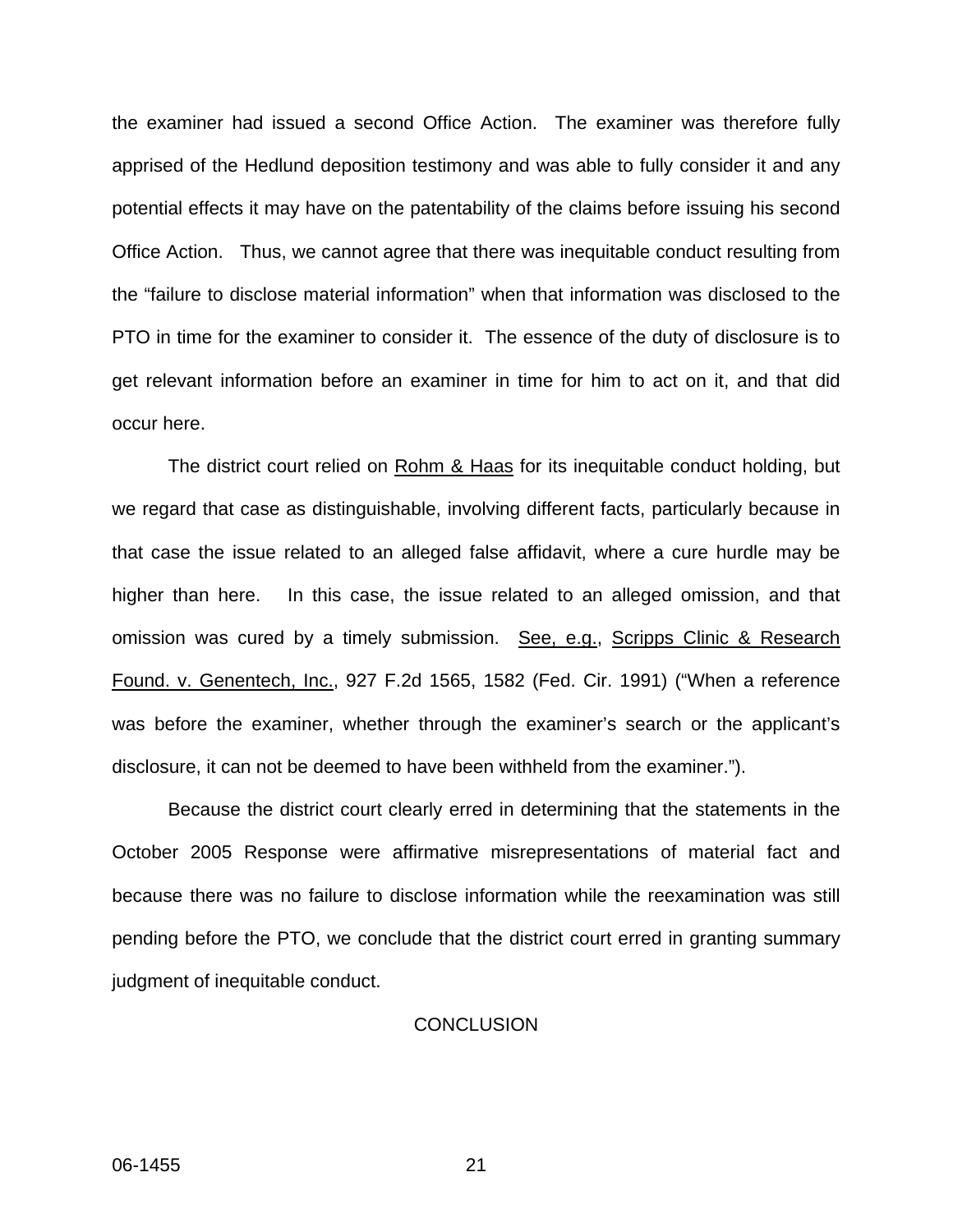the examiner had issued a second Office Action. The examiner was therefore fully apprised of the Hedlund deposition testimony and was able to fully consider it and any potential effects it may have on the patentability of the claims before issuing his second Office Action. Thus, we cannot agree that there was inequitable conduct resulting from the "failure to disclose material information" when that information was disclosed to the PTO in time for the examiner to consider it. The essence of the duty of disclosure is to get relevant information before an examiner in time for him to act on it, and that did occur here.

The district court relied on Rohm & Haas for its inequitable conduct holding, but we regard that case as distinguishable, involving different facts, particularly because in that case the issue related to an alleged false affidavit, where a cure hurdle may be higher than here. In this case, the issue related to an alleged omission, and that omission was cured by a timely submission. See, e.g., Scripps Clinic & Research Found. v. Genentech, Inc., 927 F.2d 1565, 1582 (Fed. Cir. 1991) ("When a reference was before the examiner, whether through the examiner's search or the applicant's disclosure, it can not be deemed to have been withheld from the examiner.").

Because the district court clearly erred in determining that the statements in the October 2005 Response were affirmative misrepresentations of material fact and because there was no failure to disclose information while the reexamination was still pending before the PTO, we conclude that the district court erred in granting summary judgment of inequitable conduct.

## CONCLUSION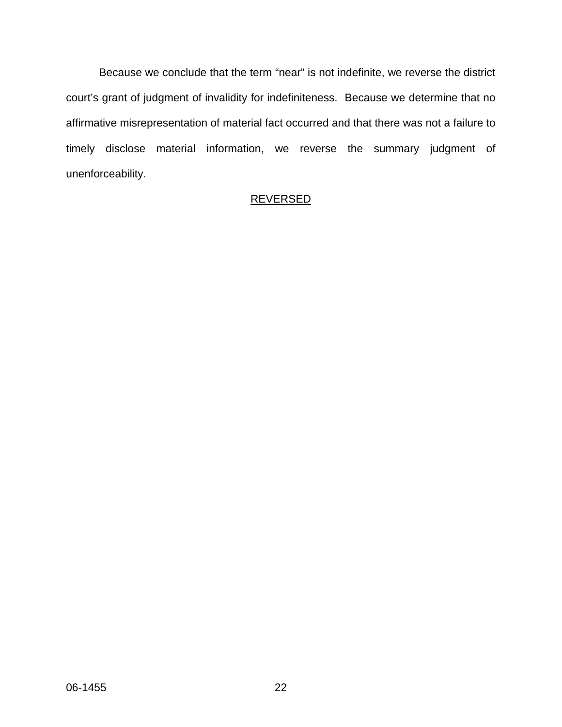Because we conclude that the term "near" is not indefinite, we reverse the district court's grant of judgment of invalidity for indefiniteness. Because we determine that no affirmative misrepresentation of material fact occurred and that there was not a failure to timely disclose material information, we reverse the summary judgment of unenforceability.

<u>REVERSED</u>